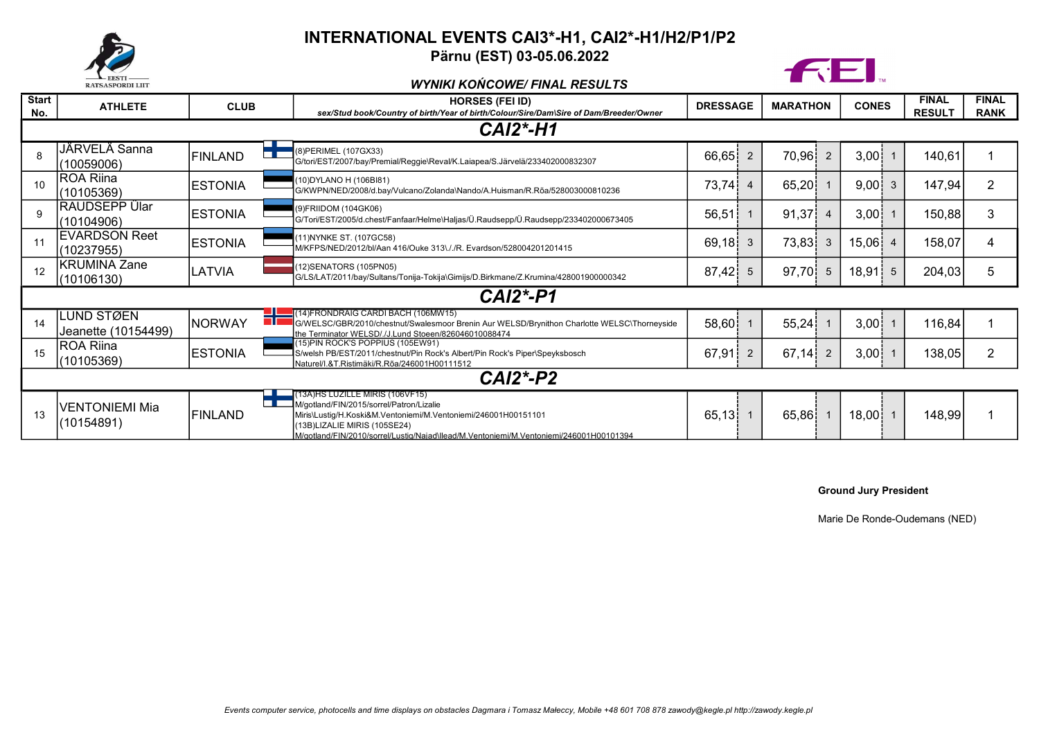# INTERNATIONAL EVENTS CAI3*-H1, CAI2*-H1/H2/P1/P2

## Pärnu (EST) 03-05.06.2022

### *WYNIKI KOŃCOWE/ FINAL RESULTS*

| Start No. | ATHLETE | CLUB | HORSES (FEI ID) sex/Stud book/Country of birth/Year of birth/Colour/Sire/Dam\Sire of Dam/Breeder/Owner | DRESSAGE | | MARATHON | | CONES | | FINAL RESULT | FINAL RANK |
|---|---|---|---|---|---|---|---|---|---|---|---|
| **CAI2*-H1** | | | | | | | | | | | |
| 8 | JÄRVELÄ Sanna (10059006) | FINLAND | (8)PERIMEL (107GX33) G/tori/EST/2007/bay/Premial/Reggie\Reval/K.Laiapea/S.Järvelä/233402000832307 | 66,65 | 2 | 70,96 | 2 | 3,00 | 1 | 140,61 | 1 |
| 10 | ROA Riina (10105369) | ESTONIA | (10)DYLANO H (106BI81) G/KWPN/NED/2008/d.bay/Vulcano/Zolanda\Nando/A.Huisman/R.Rõa/528003000810236 | 73,74 | 4 | 65,20 | 1 | 9,00 | 3 | 147,94 | 2 |
| 9 | RAUDSEPP Ülar (10104906) | ESTONIA | (9)FRIIDOM (104GK06) G/Tori/EST/2005/d.chest/Fanfaar/Helme\Haljas/Ü.Raudsepp/Ü.Raudsepp/233402000673405 | 56,51 | 1 | 91,37 | 4 | 3,00 | 1 | 150,88 | 3 |
| 11 | EVARDSON Reet (10237955) | ESTONIA | (11)NYNKE ST. (107GC58) M/KFPS/NED/2012/bl/Aan 416/Ouke 313\./R. Evardson/528004201201415 | 69,18 | 3 | 73,83 | 3 | 15,06 | 4 | 158,07 | 4 |
| 12 | KRUMINA Zane (10106130) | LATVIA | (12)SENATORS (105PN05) G/LS/LAT/2011/bay/Sultans/Tonija-Tokija\Gimijs/D.Birkmane/Z.Krumina/428001900000342 | 87,42 | 5 | 97,70 | 5 | 18,91 | 5 | 204,03 | 5 |
| **CAI2*-P1** | | | | | | | | | | | |
| 14 | LUND STØEN Jeanette (10154499) | NORWAY | (14)FRONDRAIG CARDI BACH (106MW15) G/WELSC/GBR/2010/chestnut/Swalesmoor Brenin Aur WELSD/Brynithon Charlotte WELSC\Thorneyside the Terminator WELSD/./J.Lund Stoeen/826046010088474 | 58,60 | 1 | 55,24 | 1 | 3,00 | 1 | 116,84 | 1 |
| 15 | ROA Riina (10105369) | ESTONIA | (15)PIN ROCK'S POPPIUS (105EW91) S/welsh PB/EST/2011/chestnut/Pin Rock's Albert/Pin Rock's Piper\Speyksbosch Naturel/I.&T.Ristimäki/R.Rõa/246001H00111512 | 67,91 | 2 | 67,14 | 2 | 3,00 | 1 | 138,05 | 2 |
| **CAI2*-P2** | | | | | | | | | | | |
| 13 | VENTONIEMI Mia (10154891) | FINLAND | (13A)HS LUZILLE MIRIS (106VF15) M/gotland/FIN/2015/sorrel/Patron/Lizalie Miris\Lustig/H.Koski&M.Ventoniemi/M.Ventoniemi/246001H00151101 (13B)LIZALIE MIRIS (105SE24) M/gotland/FIN/2010/sorrel/Lustig/Najad\Ilead/M.Ventoniemi/M.Ventoniemi/246001H00101394 | 65,13 | 1 | 65,86 | 1 | 18,00 | 1 | 148,99 | 1 |

**Ground Jury President**

Marie De Ronde-Oudemans (NED)

*Events computer service, photocells and time displays on obstacles Dagmara i Tomasz Małeccy, Mobile +48 601 708 878 zawody@kegle.pl http://zawody.kegle.pl*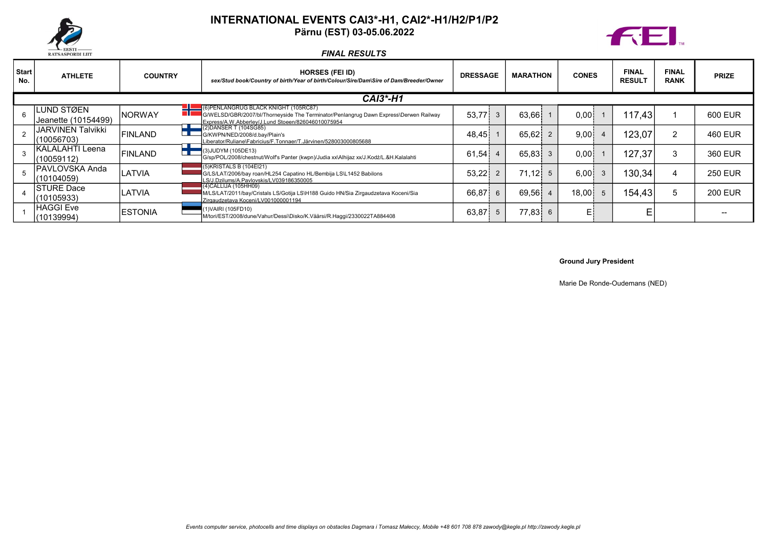# INTERNATIONAL EVENTS CAI3*-H1, CAI2*-H1/H2/P1/P2

**Pärnu (EST) 03-05.06.2022**

*FINAL RESULTS*

| Start No. | ATHLETE | COUNTRY | HORSES (FEI ID) *sex/Stud book/Country of birth/Year of birth/Colour/Sire/Dam\Sire of Dam/Breeder/Owner* | DRESSAGE | | MARATHON | | CONES | | FINAL RESULT | FINAL RANK | PRIZE |
|---|---|---|---|---|---|---|---|---|---|---|---|---|
| | | | ***CAI3*-H1*** | | | | | | | | | |
| 6 | LUND STØEN Jeanette (10154499) | NORWAY | (6)PENLANGRUG BLACK KNIGHT (105RC87) G/WELSD/GBR/2007/bl/Thorneyside The Terminator/Penlangrug Dawn Express\Derwen Railway Express/A.W.Abberley/J.Lund Stoeen/826046010075954 | 53,77 | 3 | 63,66 | 1 | 0,00 | 1 | 117,43 | 1 | 600 EUR |
| 2 | JARVINEN Talvikki (10056703) | FINLAND | (2)DANSER T (104SG85) G/KWPN/NED/2008/d.bay/Plain's Liberator/Ruliane\Fabricius/F.Tonnaer/T.Järvinen/528003000805688 | 48,45 | 1 | 65,62 | 2 | 9,00 | 4 | 123,07 | 2 | 460 EUR |
| 3 | KALALAHTI Leena (10059112) | FINLAND | (3)JUDYM (105DE13) G/sp/POL/2008/chestnut/Wolf's Panter (kwpn)/Judia xx\Alhijaz xx/J.Kodź/L.&H.Kalalahti | 61,54 | 4 | 65,83 | 3 | 0,00 | 1 | 127,37 | 3 | 360 EUR |
| 5 | PAVLOVSKA Anda (10104059) | LATVIA | (5)KRISTALS B (104EI21) G/LS/LAT/2006/bay roan/HL254 Capatino HL/Bembija LS\L1452 Babilons LS/J.Dzilums/A.Pavlovskis/LV039186350005 | 53,22 | 2 | 71,12 | 5 | 6,00 | 3 | 130,34 | 4 | 250 EUR |
| 4 | STURE Dace (10105933) | LATVIA | (4)CALLIJA (105HH09) M/LS/LAT/2011/bay/Cristals LS/Gotija LS\H188 Guido HN/Sia Zirgaudzetava Koceni/Sia Zirgaudzetava Koceni/LV001000001194 | 66,87 | 6 | 69,56 | 4 | 18,00 | 5 | 154,43 | 5 | 200 EUR |
| 1 | HAGGI Eve (10139994) | ESTONIA | (1)VAIRI (105FD10) M/tori/EST/2008/dune/Vahur/Dessi\Disko/K.Väärsi/R.Haggi/2330022TA884408 | 63,87 | 5 | 77,83 | 6 | E | | E | | -- |

**Ground Jury President**

Marie De Ronde-Oudemans (NED)

*Events computer service, photocells and time displays on obstacles Dagmara i Tomasz Małeccy, Mobile +48 601 708 878 zawody@kegle.pl http://zawody.kegle.pl*